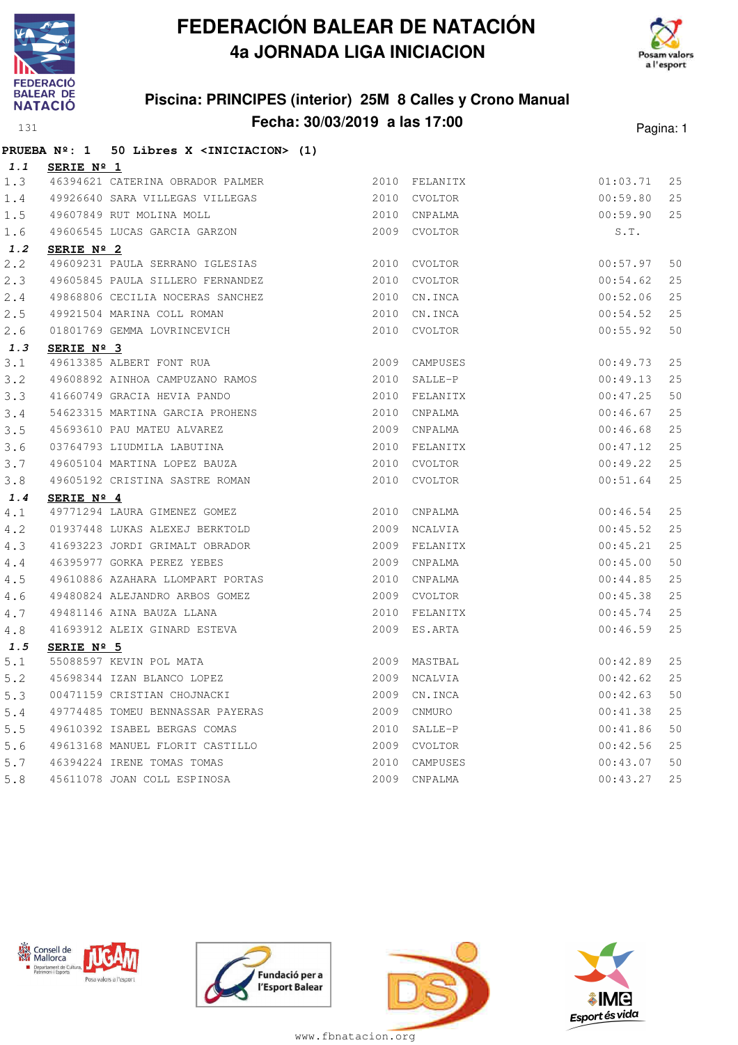# FEDERACIÓN BALEAR DE NATACIÓN
## 4a JORNADA LIGA INICIACION

### Piscina: PRINCIPES (interior) 25M 8 Calles y Crono Manual
### Fecha: 30/03/2019 a las 17:00

**PRUEBA Nº: 1 50 Libres X <INICIACION> (1)**

**1.1 SERIE Nº 1**

| | | | | | | |
|---|---|---|---|---|---|---|
| 1.3 | 46394621 | CATERINA OBRADOR PALMER | 2010 | FELANITX | 01:03.71 | 25 |
| 1.4 | 49926640 | SARA VILLEGAS VILLEGAS | 2010 | CVOLTOR | 00:59.80 | 25 |
| 1.5 | 49607849 | RUT MOLINA MOLL | 2010 | CNPALMA | 00:59.90 | 25 |
| 1.6 | 49606545 | LUCAS GARCIA GARZON | 2009 | CVOLTOR | S.T. | |

**1.2 SERIE Nº 2**

| | | | | | | |
|---|---|---|---|---|---|---|
| 2.2 | 49609231 | PAULA SERRANO IGLESIAS | 2010 | CVOLTOR | 00:57.97 | 50 |
| 2.3 | 49605845 | PAULA SILLERO FERNANDEZ | 2010 | CVOLTOR | 00:54.62 | 25 |
| 2.4 | 49868806 | CECILIA NOCERAS SANCHEZ | 2010 | CN.INCA | 00:52.06 | 25 |
| 2.5 | 49921504 | MARINA COLL ROMAN | 2010 | CN.INCA | 00:54.52 | 25 |
| 2.6 | 01801769 | GEMMA LOVRINCEVICH | 2010 | CVOLTOR | 00:55.92 | 50 |

**1.3 SERIE Nº 3**

| | | | | | | |
|---|---|---|---|---|---|---|
| 3.1 | 49613385 | ALBERT FONT RUA | 2009 | CAMPUSES | 00:49.73 | 25 |
| 3.2 | 49608892 | AINHOA CAMPUZANO RAMOS | 2010 | SALLE-P | 00:49.13 | 25 |
| 3.3 | 41660749 | GRACIA HEVIA PANDO | 2010 | FELANITX | 00:47.25 | 50 |
| 3.4 | 54623315 | MARTINA GARCIA PROHENS | 2010 | CNPALMA | 00:46.67 | 25 |
| 3.5 | 45693610 | PAU MATEU ALVAREZ | 2009 | CNPALMA | 00:46.68 | 25 |
| 3.6 | 03764793 | LIUDMILA LABUTINA | 2010 | FELANITX | 00:47.12 | 25 |
| 3.7 | 49605104 | MARTINA LOPEZ BAUZA | 2010 | CVOLTOR | 00:49.22 | 25 |
| 3.8 | 49605192 | CRISTINA SASTRE ROMAN | 2010 | CVOLTOR | 00:51.64 | 25 |

**1.4 SERIE Nº 4**

| | | | | | | |
|---|---|---|---|---|---|---|
| 4.1 | 49771294 | LAURA GIMENEZ GOMEZ | 2010 | CNPALMA | 00:46.54 | 25 |
| 4.2 | 01937448 | LUKAS ALEXEJ BERKTOLD | 2009 | NCALVIA | 00:45.52 | 25 |
| 4.3 | 41693223 | JORDI GRIMALT OBRADOR | 2009 | FELANITX | 00:45.21 | 25 |
| 4.4 | 46395977 | GORKA PEREZ YEBES | 2009 | CNPALMA | 00:45.00 | 50 |
| 4.5 | 49610886 | AZAHARA LLOMPART PORTAS | 2010 | CNPALMA | 00:44.85 | 25 |
| 4.6 | 49480824 | ALEJANDRO ARBOS GOMEZ | 2009 | CVOLTOR | 00:45.38 | 25 |
| 4.7 | 49481146 | AINA BAUZA LLANA | 2010 | FELANITX | 00:45.74 | 25 |
| 4.8 | 41693912 | ALEIX GINARD ESTEVA | 2009 | ES.ARTA | 00:46.59 | 25 |

**1.5 SERIE Nº 5**

| | | | | | | |
|---|---|---|---|---|---|---|
| 5.1 | 55088597 | KEVIN POL MATA | 2009 | MASTBAL | 00:42.89 | 25 |
| 5.2 | 45698344 | IZAN BLANCO LOPEZ | 2009 | NCALVIA | 00:42.62 | 25 |
| 5.3 | 00471159 | CRISTIAN CHOJNACKI | 2009 | CN.INCA | 00:42.63 | 50 |
| 5.4 | 49774485 | TOMEU BENNASSAR PAYERAS | 2009 | CNMURO | 00:41.38 | 25 |
| 5.5 | 49610392 | ISABEL BERGAS COMAS | 2010 | SALLE-P | 00:41.86 | 50 |
| 5.6 | 49613168 | MANUEL FLORIT CASTILLO | 2009 | CVOLTOR | 00:42.56 | 25 |
| 5.7 | 46394224 | IRENE TOMAS TOMAS | 2010 | CAMPUSES | 00:43.07 | 50 |
| 5.8 | 45611078 | JOAN COLL ESPINOSA | 2009 | CNPALMA | 00:43.27 | 25 |

www.fbnatacion.org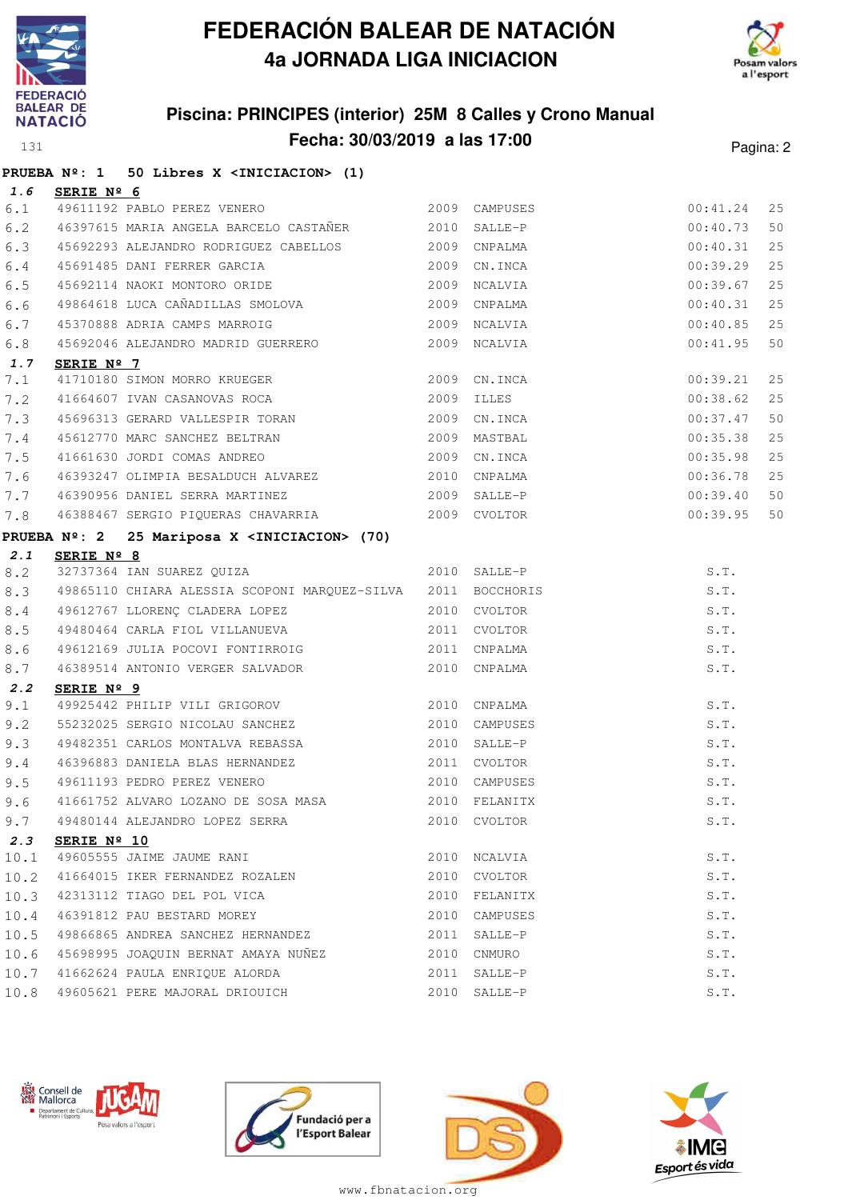# FEDERACIÓN BALEAR DE NATACIÓN

## 4a JORNADA LIGA INICIACION

### Piscina: PRINCIPES (interior) 25M 8 Calles y Crono Manual

### Fecha: 30/03/2019 a las 17:00

**PRUEBA Nº: 1 50 Libres X <INICIACION> (1)**

**1.6 SERIE Nº 6**

| | | | | | | |
|---|---|---|---|---|---|---|
| 6.1 | 49611192 PABLO PEREZ VENERO | 2009 | CAMPUSES | 00:41.24 | 25 |
| 6.2 | 46397615 MARIA ANGELA BARCELO CASTAÑER | 2010 | SALLE-P | 00:40.73 | 50 |
| 6.3 | 45692293 ALEJANDRO RODRIGUEZ CABELLOS | 2009 | CNPALMA | 00:40.31 | 25 |
| 6.4 | 45691485 DANI FERRER GARCIA | 2009 | CN.INCA | 00:39.29 | 25 |
| 6.5 | 45692114 NAOKI MONTORO ORIDE | 2009 | NCALVIA | 00:39.67 | 25 |
| 6.6 | 49864618 LUCA CAÑADILLAS SMOLOVA | 2009 | CNPALMA | 00:40.31 | 25 |
| 6.7 | 45370888 ADRIA CAMPS MARROIG | 2009 | NCALVIA | 00:40.85 | 25 |
| 6.8 | 45692046 ALEJANDRO MADRID GUERRERO | 2009 | NCALVIA | 00:41.95 | 50 |

**1.7 SERIE Nº 7**

| | | | | | |
|---|---|---|---|---|---|
| 7.1 | 41710180 SIMON MORRO KRUEGER | 2009 | CN.INCA | 00:39.21 | 25 |
| 7.2 | 41664607 IVAN CASANOVAS ROCA | 2009 | ILLES | 00:38.62 | 25 |
| 7.3 | 45696313 GERARD VALLESPIR TORAN | 2009 | CN.INCA | 00:37.47 | 50 |
| 7.4 | 45612770 MARC SANCHEZ BELTRAN | 2009 | MASTBAL | 00:35.38 | 25 |
| 7.5 | 41661630 JORDI COMAS ANDREO | 2009 | CN.INCA | 00:35.98 | 25 |
| 7.6 | 46393247 OLIMPIA BESALDUCH ALVAREZ | 2010 | CNPALMA | 00:36.78 | 25 |
| 7.7 | 46390956 DANIEL SERRA MARTINEZ | 2009 | SALLE-P | 00:39.40 | 50 |
| 7.8 | 46388467 SERGIO PIQUERAS CHAVARRIA | 2009 | CVOLTOR | 00:39.95 | 50 |

**PRUEBA Nº: 2 25 Mariposa X <INICIACION> (70)**

**2.1 SERIE Nº 8**

| | | | | |
|---|---|---|---|---|
| 8.2 | 32737364 IAN SUAREZ QUIZA | 2010 | SALLE-P | S.T. |
| 8.3 | 49865110 CHIARA ALESSIA SCOPONI MARQUEZ-SILVA | 2011 | BOCCHORIS | S.T. |
| 8.4 | 49612767 LLORENÇ CLADERA LOPEZ | 2010 | CVOLTOR | S.T. |
| 8.5 | 49480464 CARLA FIOL VILLANUEVA | 2011 | CVOLTOR | S.T. |
| 8.6 | 49612169 JULIA POCOVI FONTIRROIG | 2011 | CNPALMA | S.T. |
| 8.7 | 46389514 ANTONIO VERGER SALVADOR | 2010 | CNPALMA | S.T. |

**2.2 SERIE Nº 9**

| | | | | |
|---|---|---|---|---|
| 9.1 | 49925442 PHILIP VILI GRIGOROV | 2010 | CNPALMA | S.T. |
| 9.2 | 55232025 SERGIO NICOLAU SANCHEZ | 2010 | CAMPUSES | S.T. |
| 9.3 | 49482351 CARLOS MONTALVA REBASSA | 2010 | SALLE-P | S.T. |
| 9.4 | 46396883 DANIELA BLAS HERNANDEZ | 2011 | CVOLTOR | S.T. |
| 9.5 | 49611193 PEDRO PEREZ VENERO | 2010 | CAMPUSES | S.T. |
| 9.6 | 41661752 ALVARO LOZANO DE SOSA MASA | 2010 | FELANITX | S.T. |
| 9.7 | 49480144 ALEJANDRO LOPEZ SERRA | 2010 | CVOLTOR | S.T. |

**2.3 SERIE Nº 10**

| | | | | |
|---|---|---|---|---|
| 10.1 | 49605555 JAIME JAUME RANI | 2010 | NCALVIA | S.T. |
| 10.2 | 41664015 IKER FERNANDEZ ROZALEN | 2010 | CVOLTOR | S.T. |
| 10.3 | 42313112 TIAGO DEL POL VICA | 2010 | FELANITX | S.T. |
| 10.4 | 46391812 PAU BESTARD MOREY | 2010 | CAMPUSES | S.T. |
| 10.5 | 49866865 ANDREA SANCHEZ HERNANDEZ | 2011 | SALLE-P | S.T. |
| 10.6 | 45698995 JOAQUIN BERNAT AMAYA NUÑEZ | 2010 | CNMURO | S.T. |
| 10.7 | 41662624 PAULA ENRIQUE ALORDA | 2011 | SALLE-P | S.T. |
| 10.8 | 49605621 PERE MAJORAL DRIOUICH | 2010 | SALLE-P | S.T. |

www.fbnatacion.org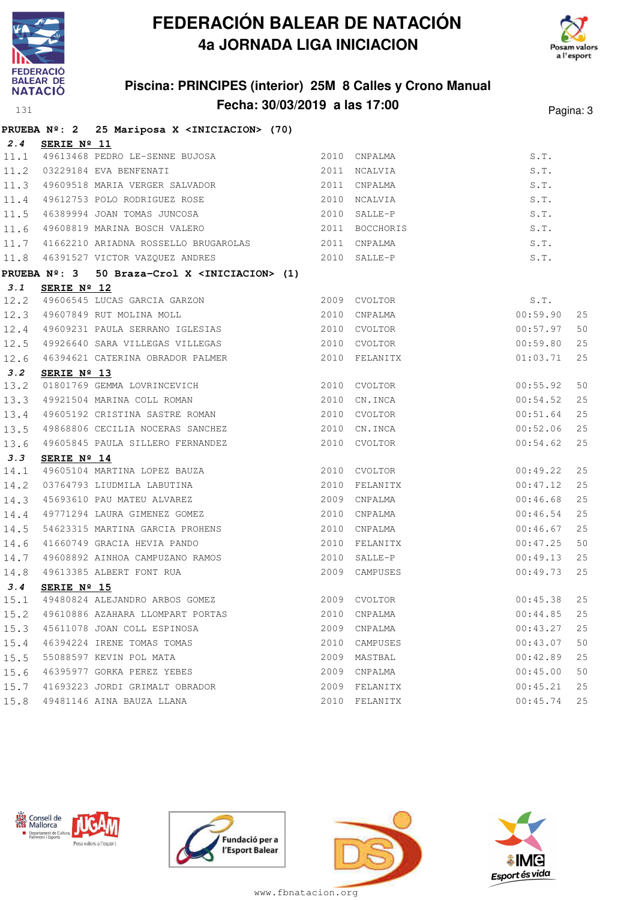# FEDERACIÓN BALEAR DE NATACIÓN

## 4a JORNADA LIGA INICIACION

### Piscina: PRINCIPES (interior) 25M 8 Calles y Crono Manual

### Fecha: 30/03/2019 a las 17:00

131

**PRUEBA Nº: 2 25 Mariposa X <INICIACION> (70)**

**2.4 SERIE Nº 11**

| | | | | | | |
|---|---|---|---|---|---|---|
| 11.1 | 49613468 | PEDRO LE-SENNE BUJOSA | 2010 | CNPALMA | S.T. | |
| 11.2 | 03229184 | EVA BENFENATI | 2011 | NCALVIA | S.T. | |
| 11.3 | 49609518 | MARIA VERGER SALVADOR | 2011 | CNPALMA | S.T. | |
| 11.4 | 49612753 | POLO RODRIGUEZ ROSE | 2010 | NCALVIA | S.T. | |
| 11.5 | 46389994 | JOAN TOMAS JUNCOSA | 2010 | SALLE-P | S.T. | |
| 11.6 | 49608819 | MARINA BOSCH VALERO | 2011 | BOCCHORIS | S.T. | |
| 11.7 | 41662210 | ARIADNA ROSSELLO BRUGAROLAS | 2011 | CNPALMA | S.T. | |
| 11.8 | 46391527 | VICTOR VAZQUEZ ANDRES | 2010 | SALLE-P | S.T. | |

**PRUEBA Nº: 3 50 Braza-Crol X <INICIACION> (1)**

**3.1 SERIE Nº 12**

| | | | | | | |
|---|---|---|---|---|---|---|
| 12.2 | 49606545 | LUCAS GARCIA GARZON | 2009 | CVOLTOR | S.T. | |
| 12.3 | 49607849 | RUT MOLINA MOLL | 2010 | CNPALMA | 00:59.90 | 25 |
| 12.4 | 49609231 | PAULA SERRANO IGLESIAS | 2010 | CVOLTOR | 00:57.97 | 50 |
| 12.5 | 49926640 | SARA VILLEGAS VILLEGAS | 2010 | CVOLTOR | 00:59.80 | 25 |
| 12.6 | 46394621 | CATERINA OBRADOR PALMER | 2010 | FELANITX | 01:03.71 | 25 |

**3.2 SERIE Nº 13**

| | | | | | | |
|---|---|---|---|---|---|---|
| 13.2 | 01801769 | GEMMA LOVRINCEVICH | 2010 | CVOLTOR | 00:55.92 | 50 |
| 13.3 | 49921504 | MARINA COLL ROMAN | 2010 | CN.INCA | 00:54.52 | 25 |
| 13.4 | 49605192 | CRISTINA SASTRE ROMAN | 2010 | CVOLTOR | 00:51.64 | 25 |
| 13.5 | 49868806 | CECILIA NOCERAS SANCHEZ | 2010 | CN.INCA | 00:52.06 | 25 |
| 13.6 | 49605845 | PAULA SILLERO FERNANDEZ | 2010 | CVOLTOR | 00:54.62 | 25 |

**3.3 SERIE Nº 14**

| | | | | | | |
|---|---|---|---|---|---|---|
| 14.1 | 49605104 | MARTINA LOPEZ BAUZA | 2010 | CVOLTOR | 00:49.22 | 25 |
| 14.2 | 03764793 | LIUDMILA LABUTINA | 2010 | FELANITX | 00:47.12 | 25 |
| 14.3 | 45693610 | PAU MATEU ALVAREZ | 2009 | CNPALMA | 00:46.68 | 25 |
| 14.4 | 49771294 | LAURA GIMENEZ GOMEZ | 2010 | CNPALMA | 00:46.54 | 25 |
| 14.5 | 54623315 | MARTINA GARCIA PROHENS | 2010 | CNPALMA | 00:46.67 | 25 |
| 14.6 | 41660749 | GRACIA HEVIA PANDO | 2010 | FELANITX | 00:47.25 | 50 |
| 14.7 | 49608892 | AINHOA CAMPUZANO RAMOS | 2010 | SALLE-P | 00:49.13 | 25 |
| 14.8 | 49613385 | ALBERT FONT RUA | 2009 | CAMPUSES | 00:49.73 | 25 |

**3.4 SERIE Nº 15**

| | | | | | | |
|---|---|---|---|---|---|---|
| 15.1 | 49480824 | ALEJANDRO ARBOS GOMEZ | 2009 | CVOLTOR | 00:45.38 | 25 |
| 15.2 | 49610886 | AZAHARA LLOMPART PORTAS | 2010 | CNPALMA | 00:44.85 | 25 |
| 15.3 | 45611078 | JOAN COLL ESPINOSA | 2009 | CNPALMA | 00:43.27 | 25 |
| 15.4 | 46394224 | IRENE TOMAS TOMAS | 2010 | CAMPUSES | 00:43.07 | 50 |
| 15.5 | 55088597 | KEVIN POL MATA | 2009 | MASTBAL | 00:42.89 | 25 |
| 15.6 | 46395977 | GORKA PEREZ YEBES | 2009 | CNPALMA | 00:45.00 | 50 |
| 15.7 | 41693223 | JORDI GRIMALT OBRADOR | 2009 | FELANITX | 00:45.21 | 25 |
| 15.8 | 49481146 | AINA BAUZA LLANA | 2010 | FELANITX | 00:45.74 | 25 |

www.fbnatacion.org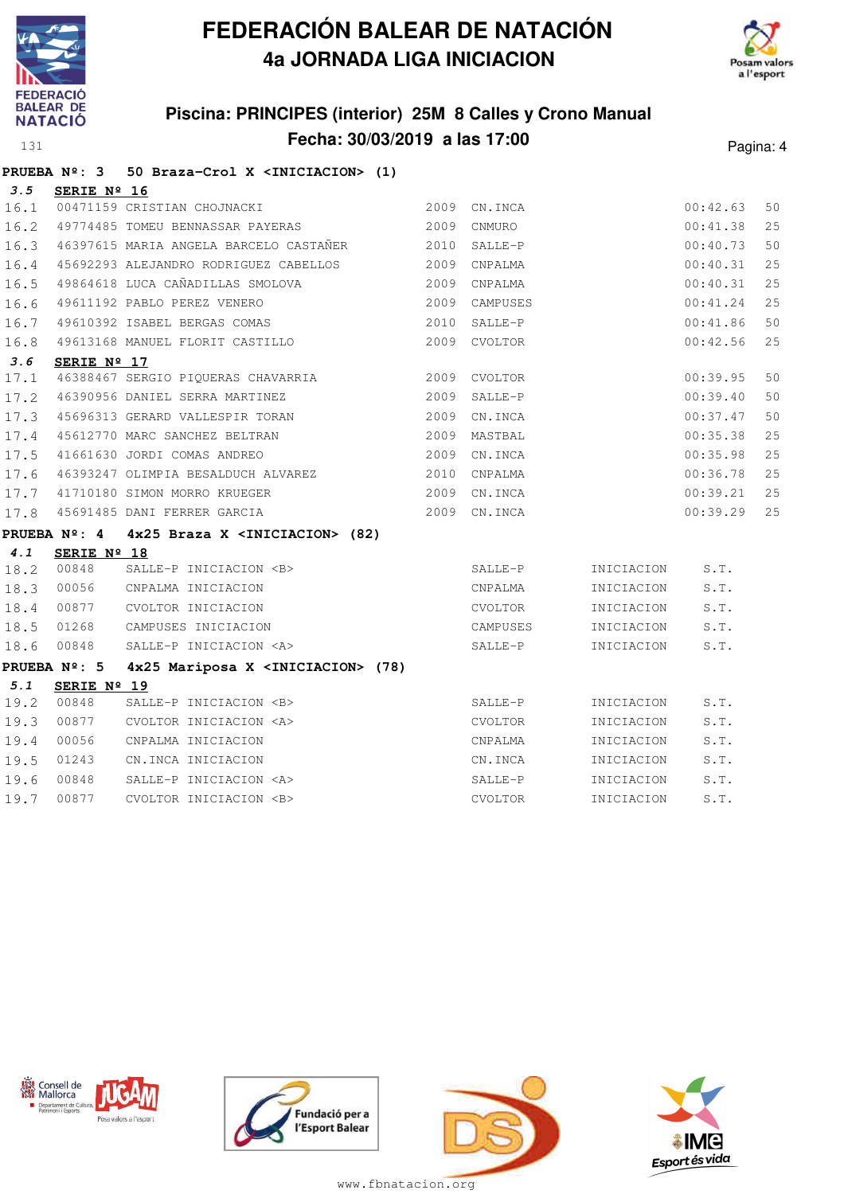# FEDERACIÓN BALEAR DE NATACIÓN
## 4a JORNADA LIGA INICIACION

### Piscina: PRINCIPES (interior) 25M 8 Calles y Crono Manual
### Fecha: 30/03/2019 a las 17:00

**PRUEBA Nº: 3 50 Braza-Crol X <INICIACION> (1)**

**3.5 SERIE Nº 16**

| | | | | | | |
|---|---|---|---|---|---|---|
| 16.1 | 00471159 | CRISTIAN CHOJNACKI | 2009 | CN.INCA | 00:42.63 | 50 |
| 16.2 | 49774485 | TOMEU BENNASSAR PAYERAS | 2009 | CNMURO | 00:41.38 | 25 |
| 16.3 | 46397615 | MARIA ANGELA BARCELO CASTAÑER | 2010 | SALLE-P | 00:40.73 | 50 |
| 16.4 | 45692293 | ALEJANDRO RODRIGUEZ CABELLOS | 2009 | CNPALMA | 00:40.31 | 25 |
| 16.5 | 49864618 | LUCA CAÑADILLAS SMOLOVA | 2009 | CNPALMA | 00:40.31 | 25 |
| 16.6 | 49611192 | PABLO PEREZ VENERO | 2009 | CAMPUSES | 00:41.24 | 25 |
| 16.7 | 49610392 | ISABEL BERGAS COMAS | 2010 | SALLE-P | 00:41.86 | 50 |
| 16.8 | 49613168 | MANUEL FLORIT CASTILLO | 2009 | CVOLTOR | 00:42.56 | 25 |

**3.6 SERIE Nº 17**

| | | | | | | |
|---|---|---|---|---|---|---|
| 17.1 | 46388467 | SERGIO PIQUERAS CHAVARRIA | 2009 | CVOLTOR | 00:39.95 | 50 |
| 17.2 | 46390956 | DANIEL SERRA MARTINEZ | 2009 | SALLE-P | 00:39.40 | 50 |
| 17.3 | 45696313 | GERARD VALLESPIR TORAN | 2009 | CN.INCA | 00:37.47 | 50 |
| 17.4 | 45612770 | MARC SANCHEZ BELTRAN | 2009 | MASTBAL | 00:35.38 | 25 |
| 17.5 | 41661630 | JORDI COMAS ANDREO | 2009 | CN.INCA | 00:35.98 | 25 |
| 17.6 | 46393247 | OLIMPIA BESALDUCH ALVAREZ | 2010 | CNPALMA | 00:36.78 | 25 |
| 17.7 | 41710180 | SIMON MORRO KRUEGER | 2009 | CN.INCA | 00:39.21 | 25 |
| 17.8 | 45691485 | DANI FERRER GARCIA | 2009 | CN.INCA | 00:39.29 | 25 |

**PRUEBA Nº: 4 4x25 Braza X <INICIACION> (82)**

**4.1 SERIE Nº 18**

| | | | | | |
|---|---|---|---|---|---|
| 18.2 | 00848 | SALLE-P INICIACION <B> | SALLE-P | INICIACION | S.T. |
| 18.3 | 00056 | CNPALMA INICIACION | CNPALMA | INICIACION | S.T. |
| 18.4 | 00877 | CVOLTOR INICIACION | CVOLTOR | INICIACION | S.T. |
| 18.5 | 01268 | CAMPUSES INICIACION | CAMPUSES | INICIACION | S.T. |
| 18.6 | 00848 | SALLE-P INICIACION <A> | SALLE-P | INICIACION | S.T. |

**PRUEBA Nº: 5 4x25 Mariposa X <INICIACION> (78)**

**5.1 SERIE Nº 19**

| | | | | | |
|---|---|---|---|---|---|
| 19.2 | 00848 | SALLE-P INICIACION <B> | SALLE-P | INICIACION | S.T. |
| 19.3 | 00877 | CVOLTOR INICIACION <A> | CVOLTOR | INICIACION | S.T. |
| 19.4 | 00056 | CNPALMA INICIACION | CNPALMA | INICIACION | S.T. |
| 19.5 | 01243 | CN.INCA INICIACION | CN.INCA | INICIACION | S.T. |
| 19.6 | 00848 | SALLE-P INICIACION <A> | SALLE-P | INICIACION | S.T. |
| 19.7 | 00877 | CVOLTOR INICIACION <B> | CVOLTOR | INICIACION | S.T. |